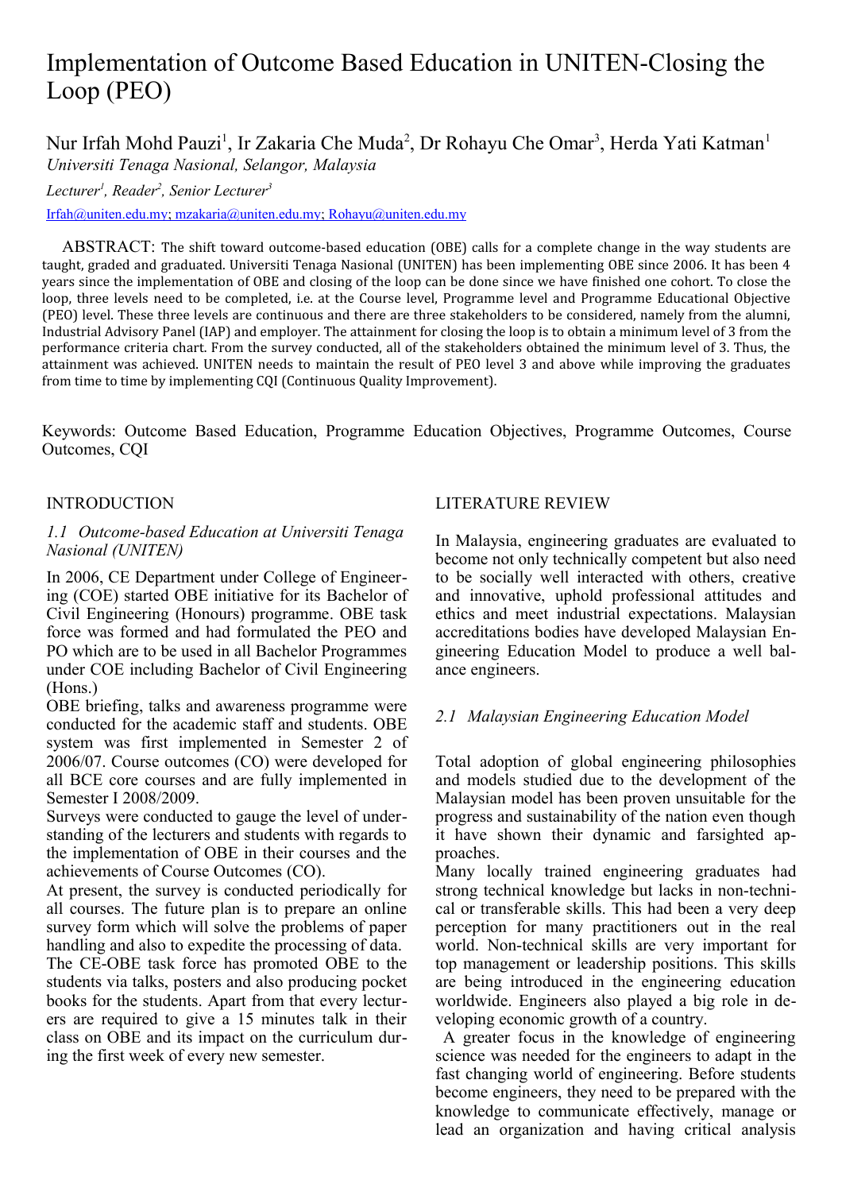# Implementation of Outcome Based Education in UNITEN-Closing the Loop (PEO)

Nur Irfah Mohd Pauzi[1], Ir Zakaria Che Muda[2], Dr Rohayu Che Omar[3], Herda Yati Katman[1]

*Universiti Tenaga Nasional, Selangor, Malaysia*

*Lecturer[1], Reader[2], Senior Lecturer[3]*

Irfah@uniten.edu.my; mzakaria@uniten.edu.my; Rohayu@uniten.edu.my

ABSTRACT: The shift toward outcome-based education (OBE) calls for a complete change in the way students are taught, graded and graduated. Universiti Tenaga Nasional (UNITEN) has been implementing OBE since 2006. It has been 4 years since the implementation of OBE and closing of the loop can be done since we have finished one cohort. To close the loop, three levels need to be completed, i.e. at the Course level, Programme level and Programme Educational Objective (PEO) level. These three levels are continuous and there are three stakeholders to be considered, namely from the alumni, Industrial Advisory Panel (IAP) and employer. The attainment for closing the loop is to obtain a minimum level of 3 from the performance criteria chart. From the survey conducted, all of the stakeholders obtained the minimum level of 3. Thus, the attainment was achieved. UNITEN needs to maintain the result of PEO level 3 and above while improving the graduates from time to time by implementing CQI (Continuous Quality Improvement).

Keywords: Outcome Based Education, Programme Education Objectives, Programme Outcomes, Course Outcomes, CQI

## INTRODUCTION

### *1.1 Outcome-based Education at Universiti Tenaga Nasional (UNITEN)*

In 2006, CE Department under College of Engineering (COE) started OBE initiative for its Bachelor of Civil Engineering (Honours) programme. OBE task force was formed and had formulated the PEO and PO which are to be used in all Bachelor Programmes under COE including Bachelor of Civil Engineering (Hons.)

OBE briefing, talks and awareness programme were conducted for the academic staff and students. OBE system was first implemented in Semester 2 of 2006/07. Course outcomes (CO) were developed for all BCE core courses and are fully implemented in Semester I 2008/2009.

Surveys were conducted to gauge the level of understanding of the lecturers and students with regards to the implementation of OBE in their courses and the achievements of Course Outcomes (CO).

At present, the survey is conducted periodically for all courses. The future plan is to prepare an online survey form which will solve the problems of paper handling and also to expedite the processing of data.

The CE-OBE task force has promoted OBE to the students via talks, posters and also producing pocket books for the students. Apart from that every lecturers are required to give a 15 minutes talk in their class on OBE and its impact on the curriculum during the first week of every new semester.

## LITERATURE REVIEW

In Malaysia, engineering graduates are evaluated to become not only technically competent but also need to be socially well interacted with others, creative and innovative, uphold professional attitudes and ethics and meet industrial expectations. Malaysian accreditations bodies have developed Malaysian Engineering Education Model to produce a well balance engineers.

### *2.1 Malaysian Engineering Education Model*

Total adoption of global engineering philosophies and models studied due to the development of the Malaysian model has been proven unsuitable for the progress and sustainability of the nation even though it have shown their dynamic and farsighted approaches.

Many locally trained engineering graduates had strong technical knowledge but lacks in non-technical or transferable skills. This had been a very deep perception for many practitioners out in the real world. Non-technical skills are very important for top management or leadership positions. This skills are being introduced in the engineering education worldwide. Engineers also played a big role in developing economic growth of a country.

A greater focus in the knowledge of engineering science was needed for the engineers to adapt in the fast changing world of engineering. Before students become engineers, they need to be prepared with the knowledge to communicate effectively, manage or lead an organization and having critical analysis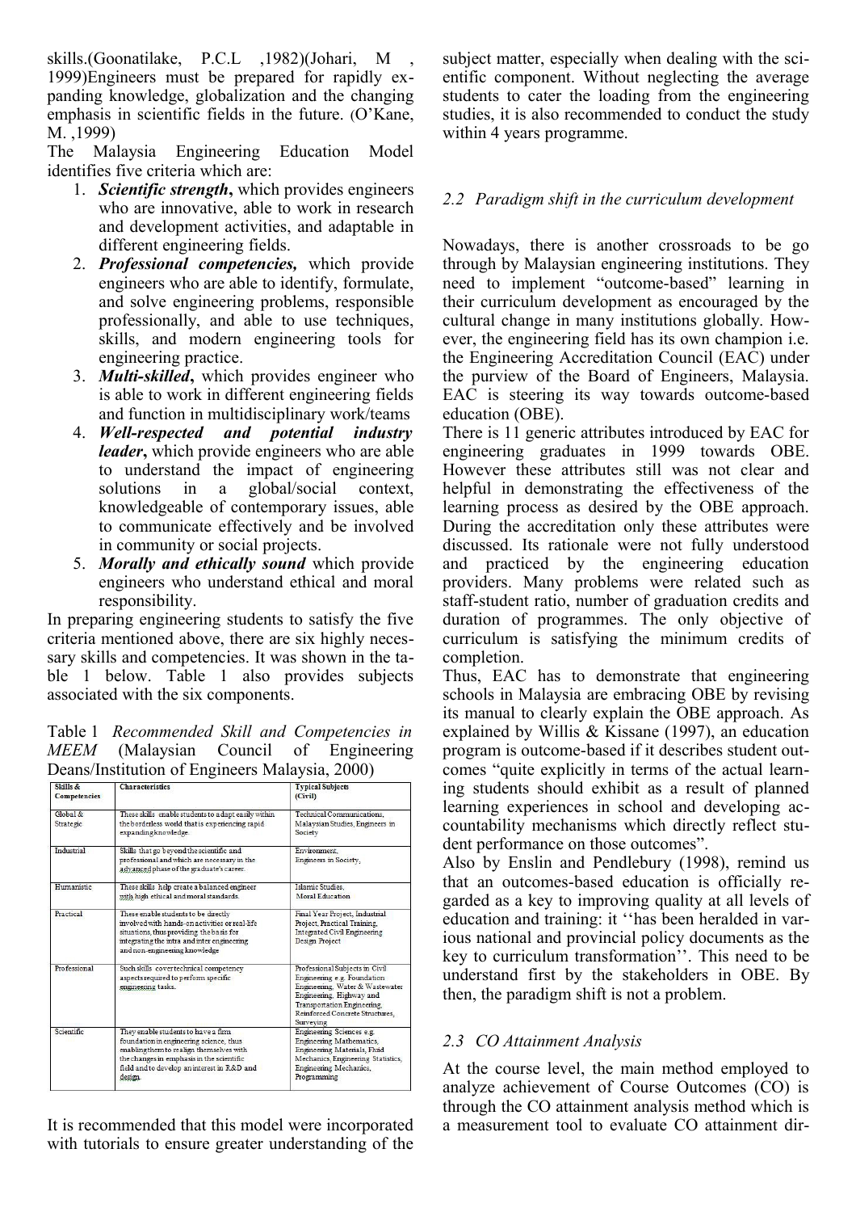skills.(Goonatilake, P.C.L ,1982)(Johari, M , 1999)Engineers must be prepared for rapidly expanding knowledge, globalization and the changing emphasis in scientific fields in the future. (O'Kane, M. ,1999)

The Malaysia Engineering Education Model identifies five criteria which are:

1. ***Scientific strength***, which provides engineers who are innovative, able to work in research and development activities, and adaptable in different engineering fields.
2. ***Professional competencies,*** which provide engineers who are able to identify, formulate, and solve engineering problems, responsible professionally, and able to use techniques, skills, and modern engineering tools for engineering practice.
3. ***Multi-skilled***, which provides engineer who is able to work in different engineering fields and function in multidisciplinary work/teams
4. ***Well-respected and potential industry leader***, which provide engineers who are able to understand the impact of engineering solutions in a global/social context, knowledgeable of contemporary issues, able to communicate effectively and be involved in community or social projects.
5. ***Morally and ethically sound*** which provide engineers who understand ethical and moral responsibility.

In preparing engineering students to satisfy the five criteria mentioned above, there are six highly necessary skills and competencies. It was shown in the table 1 below. Table 1 also provides subjects associated with the six components.

Table 1 *Recommended Skill and Competencies in MEEM* (Malaysian Council of Engineering Deans/Institution of Engineers Malaysia, 2000)

| Skills & Competencies | Characteristics | Typical Subjects (Civil) |
|---|---|---|
| Global & Strategic | These skills enable students to adapt easily within the borderless world that is experiencing rapid expanding knowledge. | Technical Communications, Malaysian Studies, Engineers in Society |
| Industrial | Skills that go beyond the scientific and professional and which are necessary in the advanced phase of the graduate's career. | Environment, Engineers in Society, |
| Humanistic | These skills help create a balanced engineer with high ethical and moral standards. | Islamic Studies, Moral Education |
| Practical | These enable students to be directly involved with hands-on activities or real-life situations, thus providing the basis for integrating the intra and inter engineering and non-engineering knowledge | Final Year Project, Industrial Project, Practical Training, Integrated Civil Engineering Design Project |
| Professional | Such skills cover technical competency aspects required to perform specific engineering tasks. | Professional Subjects in Civil Engineering e.g. Foundation Engineering, Water & Wastewater Engineering, Highway and Transportation Engineering, Reinforced Concrete Structures, Surveying |
| Scientific | They enable students to have a firm foundation in engineering science, thus enabling them to realign themselves with the changes in emphasis in the scientific field and to develop an interest in R&D and design. | Engineering Sciences e.g. Engineering Mathematics, Engineering Materials, Fluid Mechanics, Engineering Statistics, Engineering Mechanics, Programming |

It is recommended that this model were incorporated with tutorials to ensure greater understanding of the subject matter, especially when dealing with the scientific component. Without neglecting the average students to cater the loading from the engineering studies, it is also recommended to conduct the study within 4 years programme.

### *2.2 Paradigm shift in the curriculum development*

Nowadays, there is another crossroads to be go through by Malaysian engineering institutions. They need to implement "outcome-based" learning in their curriculum development as encouraged by the cultural change in many institutions globally. However, the engineering field has its own champion i.e. the Engineering Accreditation Council (EAC) under the purview of the Board of Engineers, Malaysia. EAC is steering its way towards outcome-based education (OBE).

There is 11 generic attributes introduced by EAC for engineering graduates in 1999 towards OBE. However these attributes still was not clear and helpful in demonstrating the effectiveness of the learning process as desired by the OBE approach. During the accreditation only these attributes were discussed. Its rationale were not fully understood and practiced by the engineering education providers. Many problems were related such as staff-student ratio, number of graduation credits and duration of programmes. The only objective of curriculum is satisfying the minimum credits of completion.

Thus, EAC has to demonstrate that engineering schools in Malaysia are embracing OBE by revising its manual to clearly explain the OBE approach. As explained by Willis & Kissane (1997), an education program is outcome-based if it describes student outcomes "quite explicitly in terms of the actual learning students should exhibit as a result of planned learning experiences in school and developing accountability mechanisms which directly reflect student performance on those outcomes".

Also by Enslin and Pendlebury (1998), remind us that an outcomes-based education is officially regarded as a key to improving quality at all levels of education and training: it ''has been heralded in various national and provincial policy documents as the key to curriculum transformation''. This need to be understand first by the stakeholders in OBE. By then, the paradigm shift is not a problem.

### *2.3 CO Attainment Analysis*

At the course level, the main method employed to analyze achievement of Course Outcomes (CO) is through the CO attainment analysis method which is a measurement tool to evaluate CO attainment dir-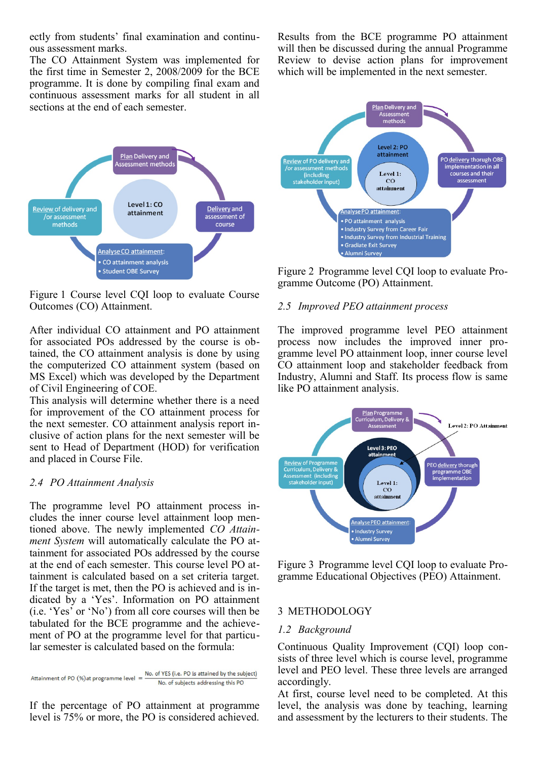ectly from students' final examination and continuous assessment marks.

The CO Attainment System was implemented for the first time in Semester 2, 2008/2009 for the BCE programme. It is done by compiling final exam and continuous assessment marks for all student in all sections at the end of each semester.

Figure 1 Course level CQI loop to evaluate Course Outcomes (CO) Attainment.

After individual CO attainment and PO attainment for associated POs addressed by the course is obtained, the CO attainment analysis is done by using the computerized CO attainment system (based on MS Excel) which was developed by the Department of Civil Engineering of COE.

This analysis will determine whether there is a need for improvement of the CO attainment process for the next semester. CO attainment analysis report inclusive of action plans for the next semester will be sent to Head of Department (HOD) for verification and placed in Course File.

### 2.4 PO Attainment Analysis

The programme level PO attainment process includes the inner course level attainment loop mentioned above. The newly implemented *CO Attainment System* will automatically calculate the PO attainment for associated POs addressed by the course at the end of each semester. This course level PO attainment is calculated based on a set criteria target. If the target is met, then the PO is achieved and is indicated by a 'Yes'. Information on PO attainment (i.e. 'Yes' or 'No') from all core courses will then be tabulated for the BCE programme and the achievement of PO at the programme level for that particular semester is calculated based on the formula:

$$\text{Attainment of PO (\%) at programme level} = \frac{\text{No. of YES (i.e. PO is attained by the subject)}}{\text{No. of subjects addressing this PO}}$$

If the percentage of PO attainment at programme level is 75% or more, the PO is considered achieved. Results from the BCE programme PO attainment will then be discussed during the annual Programme Review to devise action plans for improvement which will be implemented in the next semester.

Figure 2 Programme level CQI loop to evaluate Programme Outcome (PO) Attainment.

### 2.5 Improved PEO attainment process

The improved programme level PEO attainment process now includes the improved inner programme level PO attainment loop, inner course level CO attainment loop and stakeholder feedback from Industry, Alumni and Staff. Its process flow is same like PO attainment analysis.

Figure 3 Programme level CQI loop to evaluate Programme Educational Objectives (PEO) Attainment.

## 3 METHODOLOGY

### 1.2 Background

Continuous Quality Improvement (CQI) loop consists of three level which is course level, programme level and PEO level. These three levels are arranged accordingly.

At first, course level need to be completed. At this level, the analysis was done by teaching, learning and assessment by the lecturers to their students. The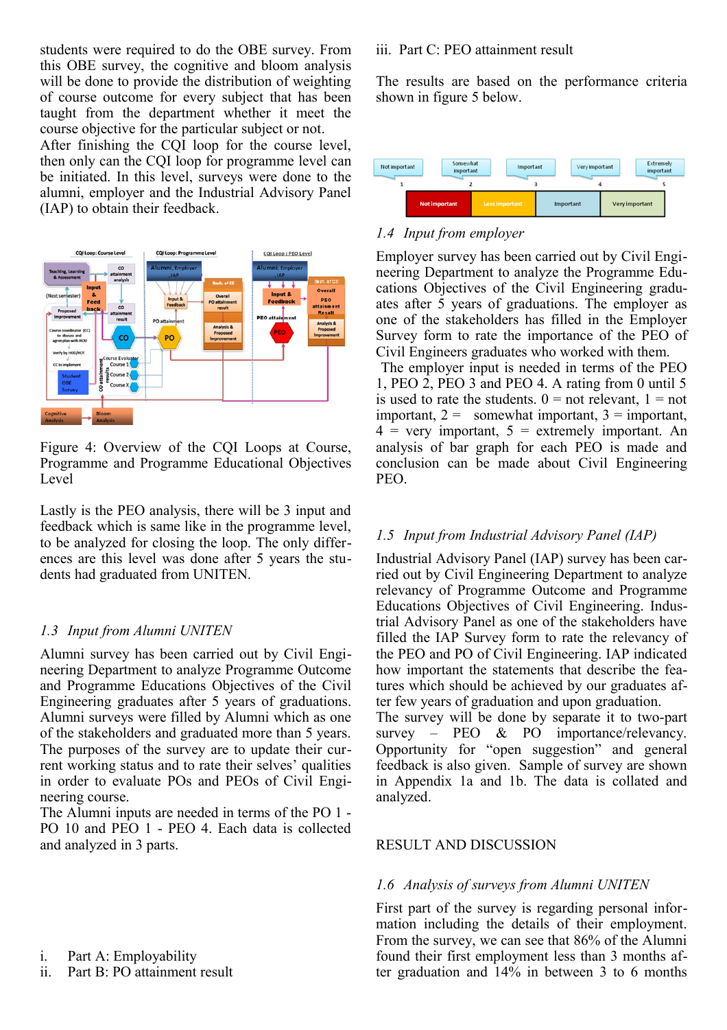students were required to do the OBE survey. From this OBE survey, the cognitive and bloom analysis will be done to provide the distribution of weighting of course outcome for every subject that has been taught from the department whether it meet the course objective for the particular subject or not.

After finishing the CQI loop for the course level, then only can the CQI loop for programme level can be initiated. In this level, surveys were done to the alumni, employer and the Industrial Advisory Panel (IAP) to obtain their feedback.

Figure 4: Overview of the CQI Loops at Course, Programme and Programme Educational Objectives Level

Lastly is the PEO analysis, there will be 3 input and feedback which is same like in the programme level, to be analyzed for closing the loop. The only differences are this level was done after 5 years the students had graduated from UNITEN.

### 1.3 Input from Alumni UNITEN

Alumni survey has been carried out by Civil Engineering Department to analyze Programme Outcome and Programme Educations Objectives of the Civil Engineering graduates after 5 years of graduations. Alumni surveys were filled by Alumni which as one of the stakeholders and graduated more than 5 years. The purposes of the survey are to update their current working status and to rate their selves' qualities in order to evaluate POs and PEOs of Civil Engineering course.

The Alumni inputs are needed in terms of the PO 1 - PO 10 and PEO 1 - PEO 4. Each data is collected and analyzed in 3 parts.

i. Part A: Employability
ii. Part B: PO attainment result
iii. Part C: PEO attainment result

The results are based on the performance criteria shown in figure 5 below.

### 1.4 Input from employer

Employer survey has been carried out by Civil Engineering Department to analyze the Programme Educations Objectives of the Civil Engineering graduates after 5 years of graduations. The employer as one of the stakeholders has filled in the Employer Survey form to rate the importance of the PEO of Civil Engineers graduates who worked with them.

The employer input is needed in terms of the PEO 1, PEO 2, PEO 3 and PEO 4. A rating from 0 until 5 is used to rate the students. 0 = not relevant, 1 = not important, 2 = somewhat important, 3 = important, 4 = very important, 5 = extremely important. An analysis of bar graph for each PEO is made and conclusion can be made about Civil Engineering PEO.

### 1.5 Input from Industrial Advisory Panel (IAP)

Industrial Advisory Panel (IAP) survey has been carried out by Civil Engineering Department to analyze relevancy of Programme Outcome and Programme Educations Objectives of Civil Engineering. Industrial Advisory Panel as one of the stakeholders have filled the IAP Survey form to rate the relevancy of the PEO and PO of Civil Engineering. IAP indicated how important the statements that describe the features which should be achieved by our graduates after few years of graduation and upon graduation.

The survey will be done by separate it to two-part survey – PEO & PO importance/relevancy. Opportunity for "open suggestion" and general feedback is also given. Sample of survey are shown in Appendix 1a and 1b. The data is collated and analyzed.

## RESULT AND DISCUSSION

### 1.6 Analysis of surveys from Alumni UNITEN

First part of the survey is regarding personal information including the details of their employment. From the survey, we can see that 86% of the Alumni found their first employment less than 3 months after graduation and 14% in between 3 to 6 months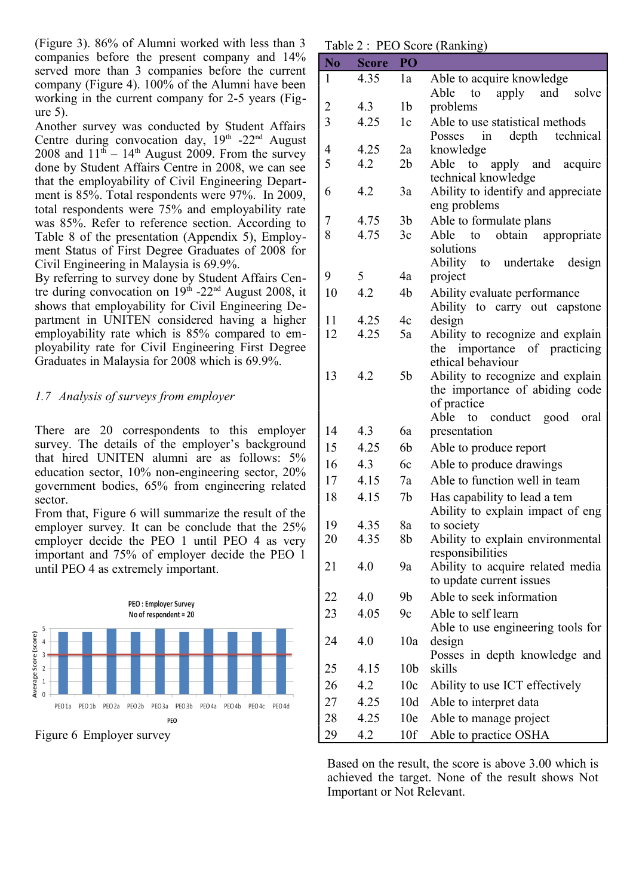(Figure 3). 86% of Alumni worked with less than 3 companies before the present company and 14% served more than 3 companies before the current company (Figure 4). 100% of the Alumni have been working in the current company for 2-5 years (Figure 5).

Another survey was conducted by Student Affairs Centre during convocation day, 19th -22nd August 2008 and 11th – 14th August 2009. From the survey done by Student Affairs Centre in 2008, we can see that the employability of Civil Engineering Department is 85%. Total respondents were 97%. In 2009, total respondents were 75% and employability rate was 85%. Refer to reference section. According to Table 8 of the presentation (Appendix 5), Employment Status of First Degree Graduates of 2008 for Civil Engineering in Malaysia is 69.9%.

By referring to survey done by Student Affairs Centre during convocation on 19th -22nd August 2008, it shows that employability for Civil Engineering Department in UNITEN considered having a higher employability rate which is 85% compared to employability rate for Civil Engineering First Degree Graduates in Malaysia for 2008 which is 69.9%.

### *1.7 Analysis of surveys from employer*

There are 20 correspondents to this employer survey. The details of the employer's background that hired UNITEN alumni are as follows: 5% education sector, 10% non-engineering sector, 20% government bodies, 65% from engineering related sector.

From that, Figure 6 will summarize the result of the employer survey. It can be conclude that the 25% employer decide the PEO 1 until PEO 4 as very important and 75% of employer decide the PEO 1 until PEO 4 as extremely important.

Figure 6 Employer survey

Table 2 : PEO Score (Ranking)

| No | Score | PO | |
|---|---|---|---|
| 1 | 4.35 | 1a | Able to acquire knowledge |
| 2 | 4.3 | 1b | Able to apply and solve problems |
| 3 | 4.25 | 1c | Able to use statistical methods |
| 4 | 4.25 | 2a | Posses in depth technical knowledge |
| 5 | 4.2 | 2b | Able to apply and acquire technical knowledge |
| 6 | 4.2 | 3a | Ability to identify and appreciate eng problems |
| 7 | 4.75 | 3b | Able to formulate plans |
| 8 | 4.75 | 3c | Able to obtain appropriate solutions |
| 9 | 5 | 4a | Ability to undertake design project |
| 10 | 4.2 | 4b | Ability evaluate performance |
| 11 | 4.25 | 4c | Ability to carry out capstone design |
| 12 | 4.25 | 5a | Ability to recognize and explain the importance of practicing ethical behaviour |
| 13 | 4.2 | 5b | Ability to recognize and explain the importance of abiding code of practice |
| 14 | 4.3 | 6a | Able to conduct good oral presentation |
| 15 | 4.25 | 6b | Able to produce report |
| 16 | 4.3 | 6c | Able to produce drawings |
| 17 | 4.15 | 7a | Able to function well in team |
| 18 | 4.15 | 7b | Has capability to lead a tem |
| 19 | 4.35 | 8a | Ability to explain impact of eng to society |
| 20 | 4.35 | 8b | Ability to explain environmental responsibilities |
| 21 | 4.0 | 9a | Ability to acquire related media to update current issues |
| 22 | 4.0 | 9b | Able to seek information |
| 23 | 4.05 | 9c | Able to self learn |
| 24 | 4.0 | 10a | Able to use engineering tools for design |
| 25 | 4.15 | 10b | Posses in depth knowledge and skills |
| 26 | 4.2 | 10c | Ability to use ICT effectively |
| 27 | 4.25 | 10d | Able to interpret data |
| 28 | 4.25 | 10e | Able to manage project |
| 29 | 4.2 | 10f | Able to practice OSHA |

Based on the result, the score is above 3.00 which is achieved the target. None of the result shows Not Important or Not Relevant.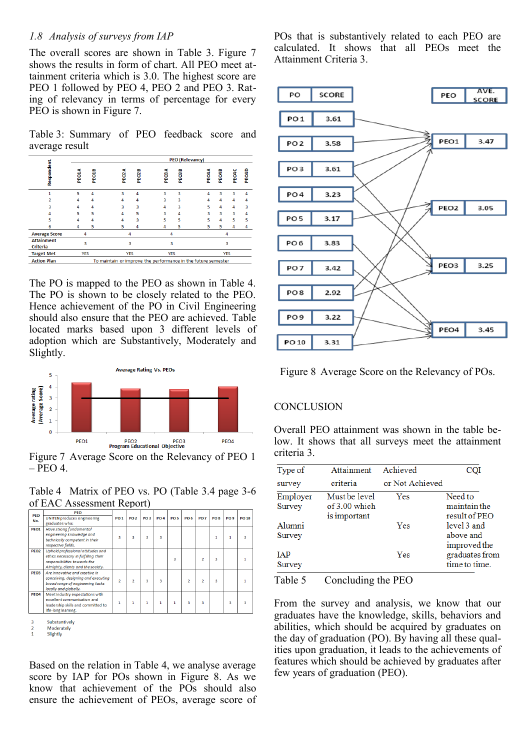*1.8 Analysis of surveys from IAP*

The overall scores are shown in Table 3. Figure 7 shows the results in form of chart. All PEO meet attainment criteria which is 3.0. The highest score are PEO 1 followed by PEO 4, PEO 2 and PEO 3. Rating of relevancy in terms of percentage for every PEO is shown in Figure 7.

Table 3: Summary of PEO feedback score and average result

| Respondent | PEO1A | PEO1B | PEO2A | PEO2B | PEO3A | PEO3B | PEO4A | PEO4B | PEO4C | PEO4D |
|---|---|---|---|---|---|---|---|---|---|---|
| 1 | 5 | 4 | 3 | 4 | 3 | 3 | 4 | 3 | 3 | 4 |
| 2 | 4 | 4 | 4 | 4 | 3 | 3 | 4 | 4 | 4 | 4 |
| 3 | 4 | 4 | 3 | 3 | 4 | 3 | 5 | 4 | 4 | 3 |
| 4 | 5 | 5 | 4 | 5 | 3 | 4 | 3 | 3 | 3 | 4 |
| 5 | 4 | 4 | 4 | 3 | 5 | 5 | 5 | 4 | 5 | 5 |
| 6 | 4 | 5 | 5 | 4 | 4 | 5 | 5 | 5 | 4 | 4 |
| Average Score | 4 | | 4 | | 4 | | 4 | | | |
| Attainment Criteria | 3 | | 3 | | 3 | | 3 | | | |
| Target Met | YES | | YES | | YES | | YES | | | |
| Action Plan | To maintain or improve the performance in the future semester | | | | | | | | | |

The PO is mapped to the PEO as shown in Table 4. The PO is shown to be closely related to the PEO. Hence achievement of the PO in Civil Engineering should also ensure that the PEO are achieved. Table located marks based upon 3 different levels of adoption which are Substantively, Moderately and Slightly.

Figure 7 Average Score on the Relevancy of PEO 1 – PEO 4.

Table 4 Matrix of PEO vs. PO (Table 3.4 page 3-6 of EAC Assessment Report)

| PEO No. | PEO: UNITEN produces engineering graduates who: | PO1 | PO2 | PO3 | PO4 | PO5 | PO6 | PO7 | PO8 | PO9 | PO10 |
|---|---|---|---|---|---|---|---|---|---|---|---|
| PEO1 | Have strong fundamental engineering knowledge and technically competent in their respective fields. | 3 | 3 | 3 | 3 | | | | 1 | 1 | 3 |
| PEO2 | Uphold professional attitudes and ethics necessary in fulfilling their responsibilities towards the Almighty, clients and the society. | | | | | 3 | | 2 | 3 | | 1 |
| PEO3 | Are innovative and creative in conceiving, designing and executing broad range of engineering tasks locally and globally. | 2 | 2 | 3 | 3 | | 2 | 2 | 3 | | 1 |
| PEO4 | Meet industry expectations with excellent communication and leadership skills and committed to life-long learning. | 1 | 1 | 1 | 1 | 1 | 3 | 3 | | 3 | 3 |

3 Substantively
2 Moderately
1 Slightly

Based on the relation in Table 4, we analyse average score by IAP for POs shown in Figure 8. As we know that achievement of the POs should also ensure the achievement of PEOs, average score of POs that is substantively related to each PEO are calculated. It shows that all PEOs meet the Attainment Criteria 3.

| PO | SCORE |
|---|---|
| PO 1 | 3.61 |
| PO 2 | 3.58 |
| PO 3 | 3.61 |
| PO 4 | 3.23 |
| PO 5 | 3.17 |
| PO 6 | 3.83 |
| PO 7 | 3.42 |
| PO 8 | 2.92 |
| PO 9 | 3.22 |
| PO 10 | 3.31 |

| PEO | AVE. SCORE |
|---|---|
| PEO1 | 3.47 |
| PEO2 | 3.05 |
| PEO3 | 3.25 |
| PEO4 | 3.45 |

Figure 8 Average Score on the Relevancy of POs.

## CONCLUSION

Overall PEO attainment was shown in the table below. It shows that all surveys meet the attainment criteria 3.

| Type of survey | Attainment criteria | Achieved or Not Achieved | CQI |
|---|---|---|---|
| Employer Survey | Must be level of 3.00 which is important | Yes | Need to maintain the result of PEO level 3 and above and improved the graduates from time to time. |
| Alumni Survey | | Yes | |
| IAP Survey | | Yes | |

Table 5 Concluding the PEO

From the survey and analysis, we know that our graduates have the knowledge, skills, behaviors and abilities, which should be acquired by graduates on the day of graduation (PO). By having all these qualities upon graduation, it leads to the achievements of features which should be achieved by graduates after few years of graduation (PEO).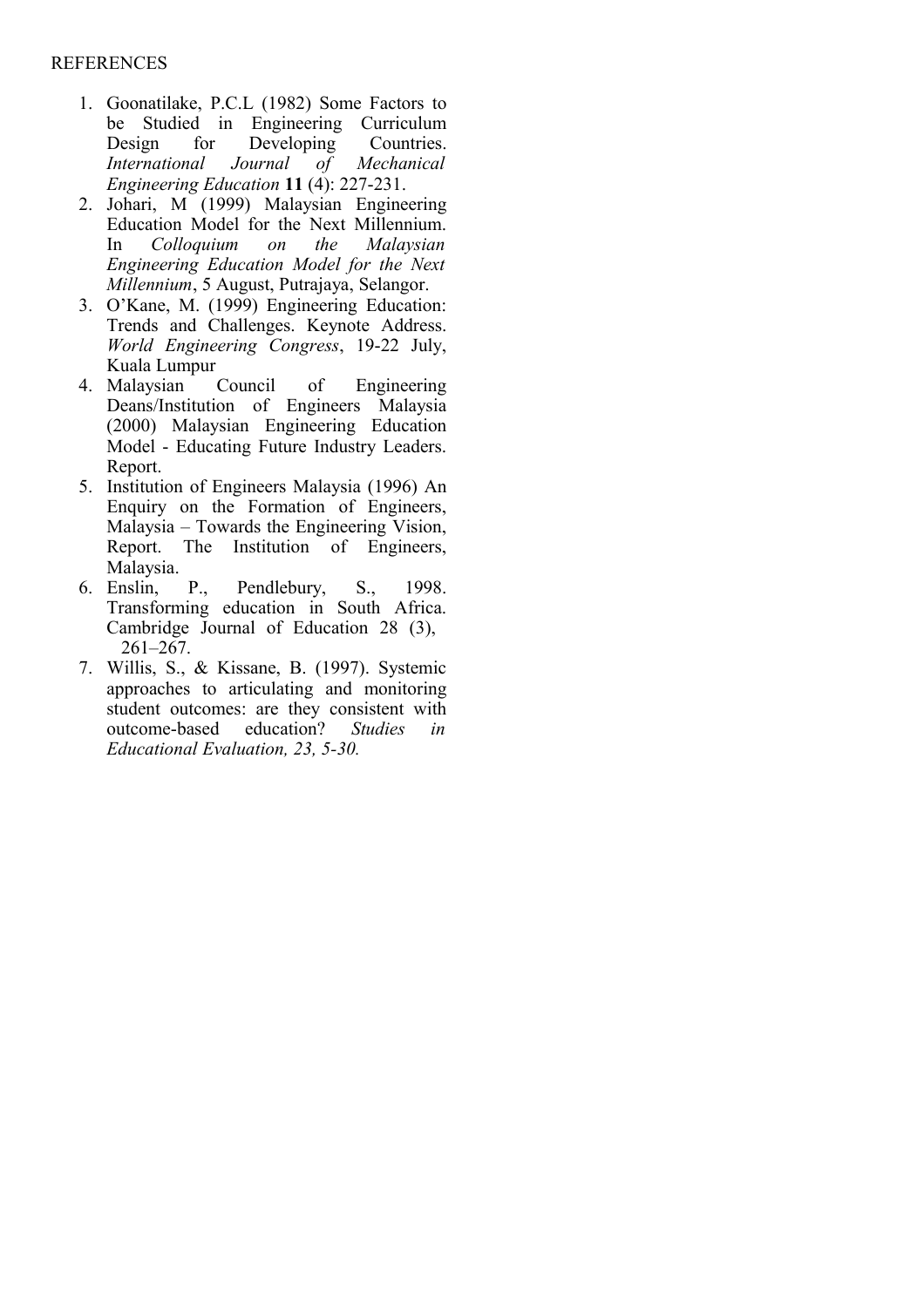## REFERENCES

1. Goonatilake, P.C.L (1982) Some Factors to be Studied in Engineering Curriculum Design for Developing Countries. *International Journal of Mechanical Engineering Education* **11** (4): 227-231.
2. Johari, M (1999) Malaysian Engineering Education Model for the Next Millennium. In *Colloquium on the Malaysian Engineering Education Model for the Next Millennium*, 5 August, Putrajaya, Selangor.
3. O'Kane, M. (1999) Engineering Education: Trends and Challenges. Keynote Address. *World Engineering Congress*, 19-22 July, Kuala Lumpur
4. Malaysian Council of Engineering Deans/Institution of Engineers Malaysia (2000) Malaysian Engineering Education Model - Educating Future Industry Leaders. Report.
5. Institution of Engineers Malaysia (1996) An Enquiry on the Formation of Engineers, Malaysia – Towards the Engineering Vision, Report. The Institution of Engineers, Malaysia.
6. Enslin, P., Pendlebury, S., 1998. Transforming education in South Africa. Cambridge Journal of Education 28 (3), 261–267.
7. Willis, S., & Kissane, B. (1997). Systemic approaches to articulating and monitoring student outcomes: are they consistent with outcome-based education? *Studies in Educational Evaluation, 23, 5-30.*